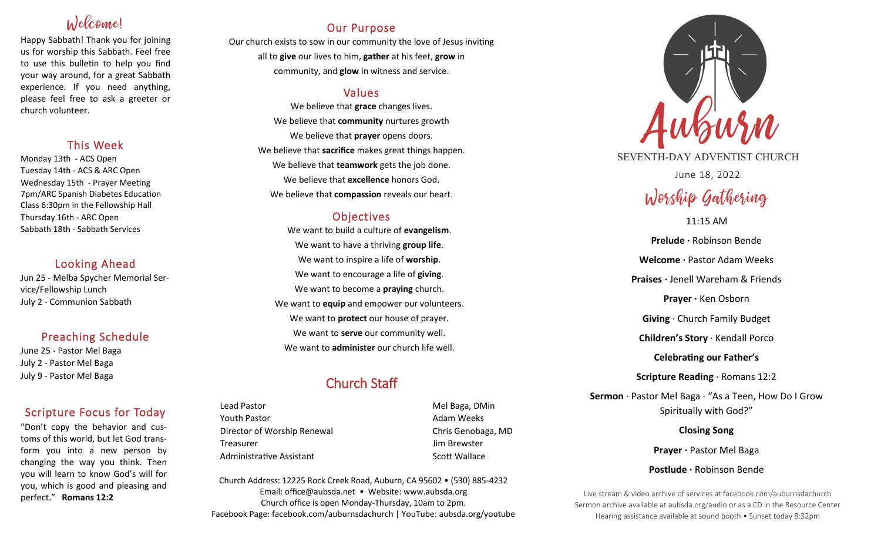## Welcome!

Happy Sabbath! Thank you for joining us for worship this Sabbath. Feel free to use this bulletin to help you find your way around, for a great Sabbath experience. If you need anything, please feel free to ask a greeter or church volunteer.

## This Week

Monday 13th - ACS Open
Tuesday 14th - ACS & ARC Open
Wednesday 15th - Prayer Meeting 7pm/ARC Spanish Diabetes Education Class 6:30pm in the Fellowship Hall
Thursday 16th - ARC Open
Sabbath 18th - Sabbath Services

## Looking Ahead

Jun 25 - Melba Spycher Memorial Service/Fellowship Lunch
July 2 - Communion Sabbath

## Preaching Schedule

June 25 - Pastor Mel Baga
July 2 - Pastor Mel Baga
July 9 - Pastor Mel Baga

## Scripture Focus for Today

"Don't copy the behavior and customs of this world, but let God transform you into a new person by changing the way you think. Then you will learn to know God's will for you, which is good and pleasing and perfect." **Romans 12:2**

## Our Purpose

Our church exists to sow in our community the love of Jesus inviting all to **give** our lives to him, **gather** at his feet, **grow** in community, and **glow** in witness and service.

## Values

We believe that **grace** changes lives.
We believe that **community** nurtures growth
We believe that **prayer** opens doors.
We believe that **sacrifice** makes great things happen.
We believe that **teamwork** gets the job done.
We believe that **excellence** honors God.
We believe that **compassion** reveals our heart.

## Objectives

We want to build a culture of **evangelism**.
We want to have a thriving **group life**.
We want to inspire a life of **worship**.
We want to encourage a life of **giving**.
We want to become a **praying** church.
We want to **equip** and empower our volunteers.
We want to **protect** our house of prayer.
We want to **serve** our community well.
We want to **administer** our church life well.

## Church Staff

| | |
|---|---|
| Lead Pastor | Mel Baga, DMin |
| Youth Pastor | Adam Weeks |
| Director of Worship Renewal | Chris Genobaga, MD |
| Treasurer | Jim Brewster |
| Administrative Assistant | Scott Wallace |

Church Address: 12225 Rock Creek Road, Auburn, CA 95602 • (530) 885-4232
Email: office@aubsda.net • Website: www.aubsda.org
Church office is open Monday-Thursday, 10am to 2pm.
Facebook Page: facebook.com/auburnsdachurch | YouTube: aubsda.org/youtube

# Auburn
SEVENTH-DAY ADVENTIST CHURCH

June 18, 2022

## Worship Gathering

11:15 AM

**Prelude ·** Robinson Bende

**Welcome ·** Pastor Adam Weeks

**Praises ·** Jenell Wareham & Friends

**Prayer ·** Ken Osborn

**Giving** · Church Family Budget

**Children's Story** · Kendall Porco

**Celebrating our Father's**

**Scripture Reading** · Romans 12:2

**Sermon** · Pastor Mel Baga · "As a Teen, How Do I Grow Spiritually with God?"

**Closing Song**

**Prayer ·** Pastor Mel Baga

**Postlude ·** Robinson Bende

Live stream & video archive of services at facebook.com/auburnsdachurch
Sermon archive available at aubsda.org/audio or as a CD in the Resource Center
Hearing assistance available at sound booth • Sunset today 8:32pm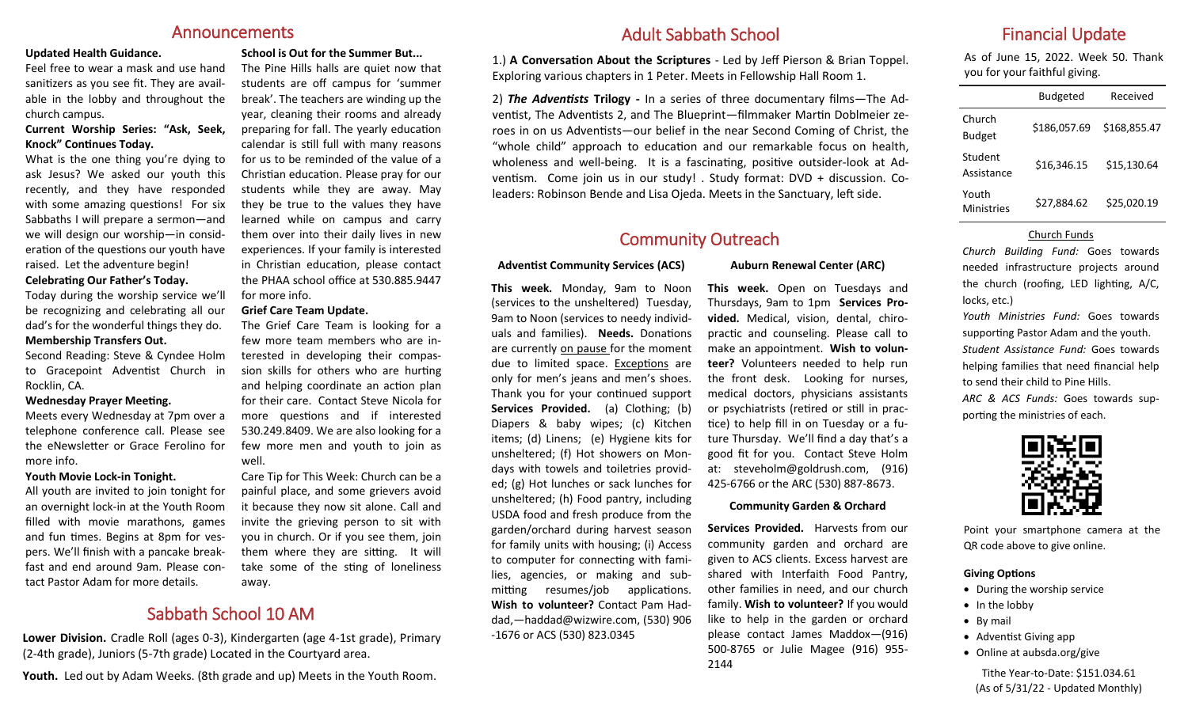## Announcements

**Updated Health Guidance.**

Feel free to wear a mask and use hand sanitizers as you see fit. They are available in the lobby and throughout the church campus.

**Current Worship Series: "Ask, Seek, Knock" Continues Today.**

What is the one thing you're dying to ask Jesus? We asked our youth this recently, and they have responded with some amazing questions! For six Sabbaths I will prepare a sermon—and we will design our worship—in consideration of the questions our youth have raised. Let the adventure begin!

**Celebrating Our Father's Today.**

Today during the worship service we'll be recognizing and celebrating all our dad's for the wonderful things they do.

**Membership Transfers Out.**

Second Reading: Steve & Cyndee Holm to Gracepoint Adventist Church in Rocklin, CA.

**Wednesday Prayer Meeting.**

Meets every Wednesday at 7pm over a telephone conference call. Please see the eNewsletter or Grace Ferolino for more info.

**Youth Movie Lock-in Tonight.**

All youth are invited to join tonight for an overnight lock-in at the Youth Room filled with movie marathons, games and fun times. Begins at 8pm for vespers. We'll finish with a pancake breakfast and end around 9am. Please contact Pastor Adam for more details.

**School is Out for the Summer But...**

The Pine Hills halls are quiet now that students are off campus for 'summer break'. The teachers are winding up the year, cleaning their rooms and already preparing for fall. The yearly education calendar is still full with many reasons for us to be reminded of the value of a Christian education. Please pray for our students while they are away. May they be true to the values they have learned while on campus and carry them over into their daily lives in new experiences. If your family is interested in Christian education, please contact the PHAA school office at 530.885.9447 for more info.

**Grief Care Team Update.**

The Grief Care Team is looking for a few more team members who are interested in developing their compassion skills for others who are hurting and helping coordinate an action plan for their care. Contact Steve Nicola for more questions and if interested 530.249.8409. We are also looking for a few more men and youth to join as well.

Care Tip for This Week: Church can be a painful place, and some grievers avoid it because they now sit alone. Call and invite the grieving person to sit with you in church. Or if you see them, join them where they are sitting. It will take some of the sting of loneliness away.

## Sabbath School 10 AM

**Lower Division.** Cradle Roll (ages 0-3), Kindergarten (age 4-1st grade), Primary (2-4th grade), Juniors (5-7th grade) Located in the Courtyard area.

**Youth.** Led out by Adam Weeks. (8th grade and up) Meets in the Youth Room.

## Adult Sabbath School

1.) **A Conversation About the Scriptures** - Led by Jeff Pierson & Brian Toppel. Exploring various chapters in 1 Peter. Meets in Fellowship Hall Room 1.

2) ***The Adventists* Trilogy -** In a series of three documentary films—The Adventist, The Adventists 2, and The Blueprint—filmmaker Martin Doblmeier zeroes in on us Adventists—our belief in the near Second Coming of Christ, the "whole child" approach to education and our remarkable focus on health, wholeness and well-being. It is a fascinating, positive outsider-look at Adventism. Come join us in our study! . Study format: DVD + discussion. Co-leaders: Robinson Bende and Lisa Ojeda. Meets in the Sanctuary, left side.

## Community Outreach

### Adventist Community Services (ACS)

**This week.** Monday, 9am to Noon (services to the unsheltered) Tuesday, 9am to Noon (services to individuals and families). **Needs.** Donations are currently on pause for the moment due to limited space. Exceptions are only for men's jeans and men's shoes. Thank you for your continued support **Services Provided.** (a) Clothing; (b) Diapers & baby wipes; (c) Kitchen items; (d) Linens; (e) Hygiene kits for unsheltered; (f) Hot showers on Mondays with towels and toiletries provided; (g) Hot lunches or sack lunches for unsheltered; (h) Food pantry, including USDA food and fresh produce from the garden/orchard during harvest season for family units with housing; (i) Access to computer for connecting with families, agencies, or making and submitting resumes/job applications. **Wish to volunteer?** Contact Pam Haddad,—haddad@wizwire.com, (530) 906 -1676 or ACS (530) 823.0345

### Auburn Renewal Center (ARC)

**This week.** Open on Tuesdays and Thursdays, 9am to 1pm **Services Provided.** Medical, vision, dental, chiropractic and counseling. Please call to make an appointment. **Wish to volunteer?** Volunteers needed to help run the front desk. Looking for nurses, medical doctors, physicians assistants or psychiatrists (retired or still in practice) to help fill in on Tuesday or a future Thursday. We'll find a day that's a good fit for you. Contact Steve Holm at: steveholm@goldrush.com, (916) 425-6766 or the ARC (530) 887-8673.

### Community Garden & Orchard

**Services Provided.** Harvests from our community garden and orchard are given to ACS clients. Excess harvest are shared with Interfaith Food Pantry, other families in need, and our church family. **Wish to volunteer?** If you would like to help in the garden or orchard please contact James Maddox—(916) 500-8765 or Julie Magee (916) 955-2144

## Financial Update

As of June 15, 2022. Week 50. Thank you for your faithful giving.

| | Budgeted | Received |
|---|---|---|
| Church Budget | $186,057.69 | $168,855.47 |
| Student Assistance | $16,346.15 | $15,130.64 |
| Youth Ministries | $27,884.62 | $25,020.19 |

Church Funds

*Church Building Fund:* Goes towards needed infrastructure projects around the church (roofing, LED lighting, A/C, locks, etc.)

*Youth Ministries Fund:* Goes towards supporting Pastor Adam and the youth.

*Student Assistance Fund:* Goes towards helping families that need financial help to send their child to Pine Hills.

*ARC & ACS Funds:* Goes towards supporting the ministries of each.

Point your smartphone camera at the QR code above to give online.

**Giving Options**

- During the worship service
- In the lobby
- By mail
- Adventist Giving app
- Online at aubsda.org/give

Tithe Year-to-Date: $151.034.61
(As of 5/31/22 - Updated Monthly)